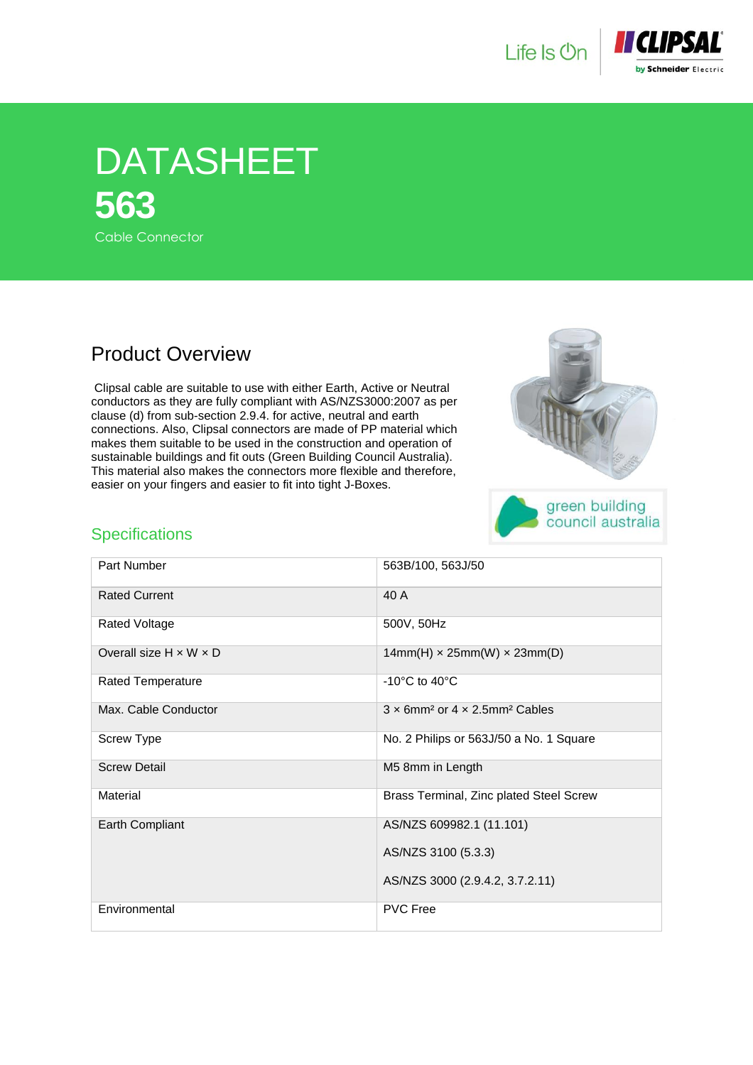# DATASHEET

# 563

Cable Connector

## Product Overview

Clipsal cable are suitable to use with either Earth, Active or Neutral conductors as they are fully compliant with AS/NZS3000:2007 as per clause (d) from sub-section 2.9.4. for active, neutral and earth connections. Also, Clipsal connectors are made of PP material which makes them suitable to be used in the construction and operation of sustainable buildings and fit outs (Green Building Council Australia). This material also makes the connectors more flexible and therefore, easier on your fingers and easier to fit into tight J-Boxes.

green building council australia

## Specifications

| Part Number | 563B/100, 563J/50 |
|---|---|
| Rated Current | 40 A |
| Rated Voltage | 500V, 50Hz |
| Overall size H × W × D | 14mm(H) × 25mm(W) × 23mm(D) |
| Rated Temperature | -10°C to 40°C |
| Max. Cable Conductor | 3 × 6mm² or 4 × 2.5mm² Cables |
| Screw Type | No. 2 Philips or 563J/50 a No. 1 Square |
| Screw Detail | M5 8mm in Length |
| Material | Brass Terminal, Zinc plated Steel Screw |
| Earth Compliant | AS/NZS 609982.1 (11.101)<br>AS/NZS 3100 (5.3.3)<br>AS/NZS 3000 (2.9.4.2, 3.7.2.11) |
| Environmental | PVC Free |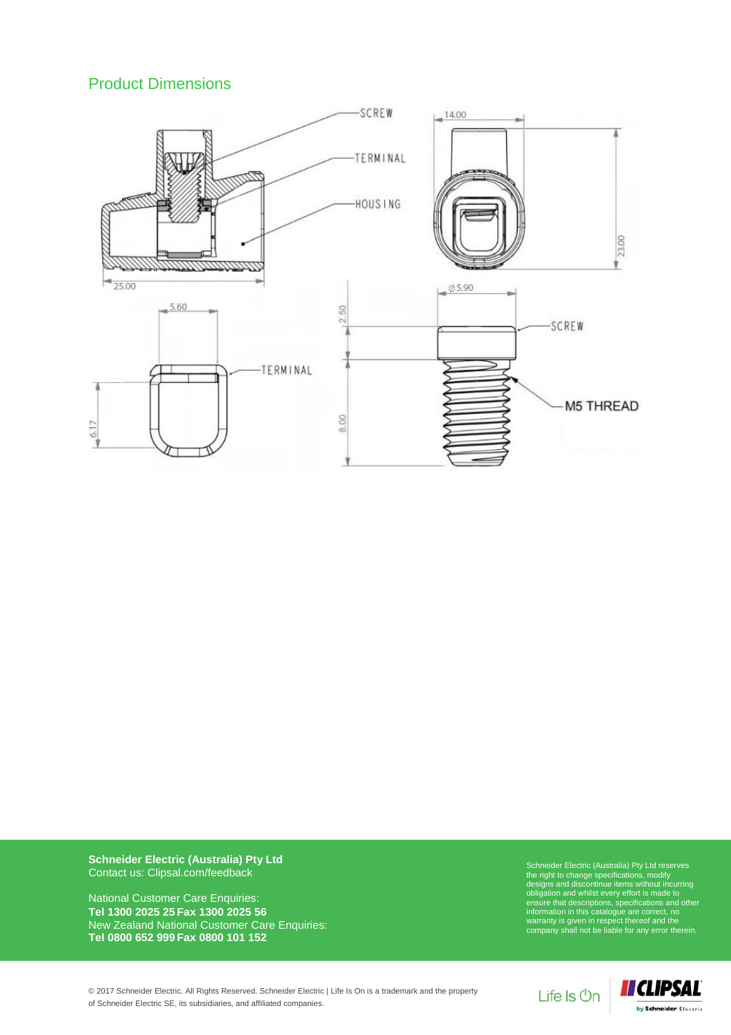## Product Dimensions

SCREW
TERMINAL
HOUSING
25.00
14.00
23.00
5.60
TERMINAL
6.17
2.50
8.00
Ø5.90
SCREW
M5 THREAD

**Schneider Electric (Australia) Pty Ltd**
Contact us: Clipsal.com/feedback

National Customer Care Enquiries:
**Tel 1300 2025 25 Fax 1300 2025 56**
New Zealand National Customer Care Enquiries:
**Tel 0800 652 999 Fax 0800 101 152**

Schneider Electric (Australia) Pty Ltd reserves the right to change specifications, modify designs and discontinue items without incurring obligation and whilst every effort is made to ensure that descriptions, specifications and other information in this catalogue are correct, no warranty is given in respect thereof and the company shall not be liable for any error therein.

© 2017 Schneider Electric. All Rights Reserved. Schneider Electric | Life Is On is a trademark and the property of Schneider Electric SE, its subsidiaries, and affiliated companies.